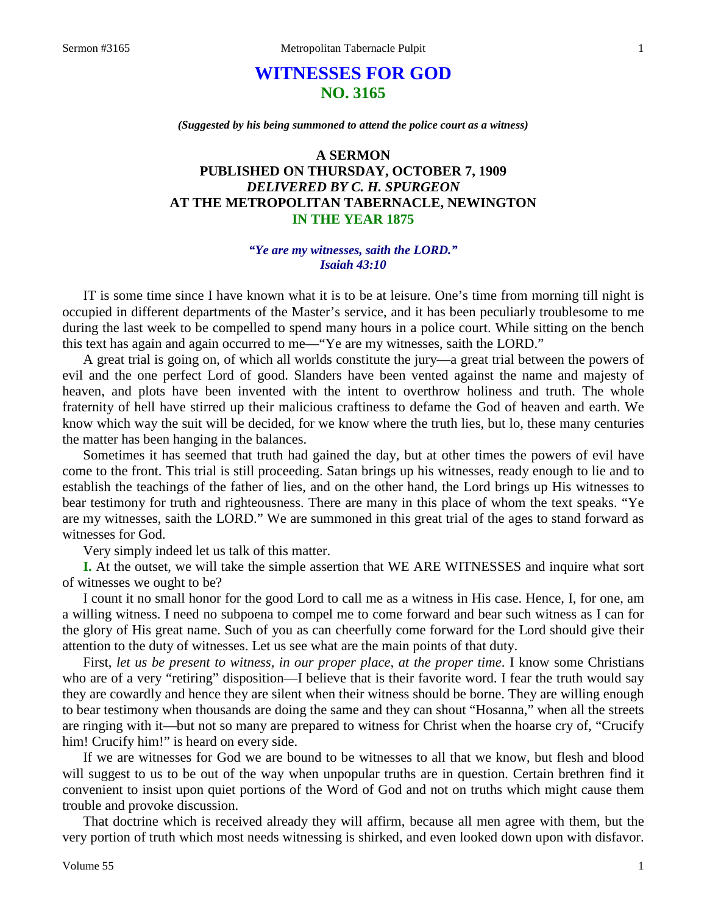# WITNESSES FOR GOD
## NO. 3165

***(Suggested by his being summoned to attend the police court as a witness)***

### A SERMON
### PUBLISHED ON THURSDAY, OCTOBER 7, 1909
### *DELIVERED BY C. H. SPURGEON*
### AT THE METROPOLITAN TABERNACLE, NEWINGTON
### IN THE YEAR 1875

***"Ye are my witnesses, saith the LORD." Isaiah 43:10***

IT is some time since I have known what it is to be at leisure. One's time from morning till night is occupied in different departments of the Master's service, and it has been peculiarly troublesome to me during the last week to be compelled to spend many hours in a police court. While sitting on the bench this text has again and again occurred to me—"Ye are my witnesses, saith the LORD."

A great trial is going on, of which all worlds constitute the jury—a great trial between the powers of evil and the one perfect Lord of good. Slanders have been vented against the name and majesty of heaven, and plots have been invented with the intent to overthrow holiness and truth. The whole fraternity of hell have stirred up their malicious craftiness to defame the God of heaven and earth. We know which way the suit will be decided, for we know where the truth lies, but lo, these many centuries the matter has been hanging in the balances.

Sometimes it has seemed that truth had gained the day, but at other times the powers of evil have come to the front. This trial is still proceeding. Satan brings up his witnesses, ready enough to lie and to establish the teachings of the father of lies, and on the other hand, the Lord brings up His witnesses to bear testimony for truth and righteousness. There are many in this place of whom the text speaks. "Ye are my witnesses, saith the LORD." We are summoned in this great trial of the ages to stand forward as witnesses for God.

Very simply indeed let us talk of this matter.

**I.** At the outset, we will take the simple assertion that WE ARE WITNESSES and inquire what sort of witnesses we ought to be?

I count it no small honor for the good Lord to call me as a witness in His case. Hence, I, for one, am a willing witness. I need no subpoena to compel me to come forward and bear such witness as I can for the glory of His great name. Such of you as can cheerfully come forward for the Lord should give their attention to the duty of witnesses. Let us see what are the main points of that duty.

First, *let us be present to witness, in our proper place, at the proper time*. I know some Christians who are of a very "retiring" disposition—I believe that is their favorite word. I fear the truth would say they are cowardly and hence they are silent when their witness should be borne. They are willing enough to bear testimony when thousands are doing the same and they can shout "Hosanna," when all the streets are ringing with it—but not so many are prepared to witness for Christ when the hoarse cry of, "Crucify him! Crucify him!" is heard on every side.

If we are witnesses for God we are bound to be witnesses to all that we know, but flesh and blood will suggest to us to be out of the way when unpopular truths are in question. Certain brethren find it convenient to insist upon quiet portions of the Word of God and not on truths which might cause them trouble and provoke discussion.

That doctrine which is received already they will affirm, because all men agree with them, but the very portion of truth which most needs witnessing is shirked, and even looked down upon with disfavor.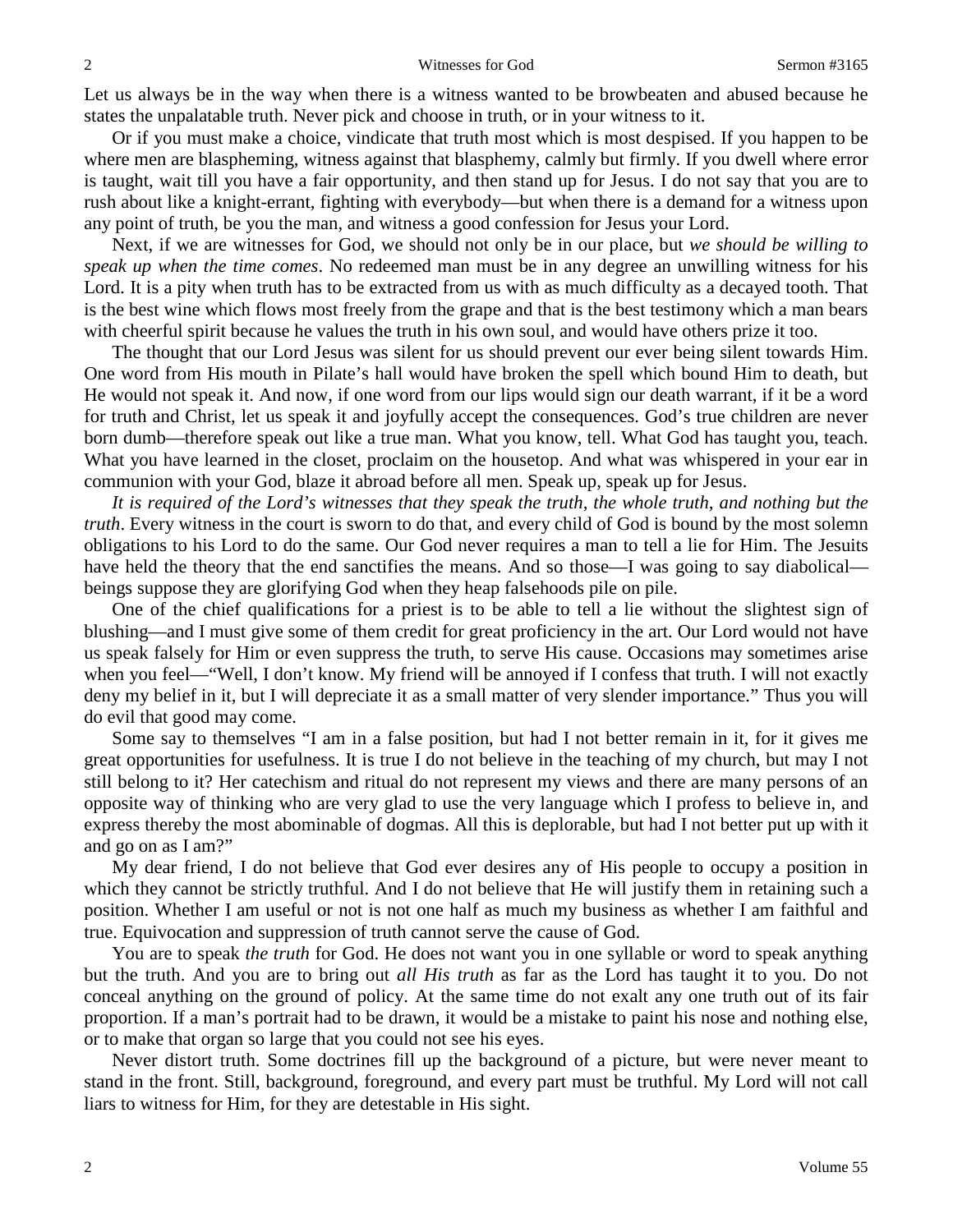Let us always be in the way when there is a witness wanted to be browbeaten and abused because he states the unpalatable truth. Never pick and choose in truth, or in your witness to it.

Or if you must make a choice, vindicate that truth most which is most despised. If you happen to be where men are blaspheming, witness against that blasphemy, calmly but firmly. If you dwell where error is taught, wait till you have a fair opportunity, and then stand up for Jesus. I do not say that you are to rush about like a knight-errant, fighting with everybody—but when there is a demand for a witness upon any point of truth, be you the man, and witness a good confession for Jesus your Lord.

Next, if we are witnesses for God, we should not only be in our place, but *we should be willing to speak up when the time comes*. No redeemed man must be in any degree an unwilling witness for his Lord. It is a pity when truth has to be extracted from us with as much difficulty as a decayed tooth. That is the best wine which flows most freely from the grape and that is the best testimony which a man bears with cheerful spirit because he values the truth in his own soul, and would have others prize it too.

The thought that our Lord Jesus was silent for us should prevent our ever being silent towards Him. One word from His mouth in Pilate's hall would have broken the spell which bound Him to death, but He would not speak it. And now, if one word from our lips would sign our death warrant, if it be a word for truth and Christ, let us speak it and joyfully accept the consequences. God's true children are never born dumb—therefore speak out like a true man. What you know, tell. What God has taught you, teach. What you have learned in the closet, proclaim on the housetop. And what was whispered in your ear in communion with your God, blaze it abroad before all men. Speak up, speak up for Jesus.

*It is required of the Lord's witnesses that they speak the truth, the whole truth, and nothing but the truth*. Every witness in the court is sworn to do that, and every child of God is bound by the most solemn obligations to his Lord to do the same. Our God never requires a man to tell a lie for Him. The Jesuits have held the theory that the end sanctifies the means. And so those—I was going to say diabolical—beings suppose they are glorifying God when they heap falsehoods pile on pile.

One of the chief qualifications for a priest is to be able to tell a lie without the slightest sign of blushing—and I must give some of them credit for great proficiency in the art. Our Lord would not have us speak falsely for Him or even suppress the truth, to serve His cause. Occasions may sometimes arise when you feel—"Well, I don't know. My friend will be annoyed if I confess that truth. I will not exactly deny my belief in it, but I will depreciate it as a small matter of very slender importance." Thus you will do evil that good may come.

Some say to themselves "I am in a false position, but had I not better remain in it, for it gives me great opportunities for usefulness. It is true I do not believe in the teaching of my church, but may I not still belong to it? Her catechism and ritual do not represent my views and there are many persons of an opposite way of thinking who are very glad to use the very language which I profess to believe in, and express thereby the most abominable of dogmas. All this is deplorable, but had I not better put up with it and go on as I am?"

My dear friend, I do not believe that God ever desires any of His people to occupy a position in which they cannot be strictly truthful. And I do not believe that He will justify them in retaining such a position. Whether I am useful or not is not one half as much my business as whether I am faithful and true. Equivocation and suppression of truth cannot serve the cause of God.

You are to speak *the truth* for God. He does not want you in one syllable or word to speak anything but the truth. And you are to bring out *all His truth* as far as the Lord has taught it to you. Do not conceal anything on the ground of policy. At the same time do not exalt any one truth out of its fair proportion. If a man's portrait had to be drawn, it would be a mistake to paint his nose and nothing else, or to make that organ so large that you could not see his eyes.

Never distort truth. Some doctrines fill up the background of a picture, but were never meant to stand in the front. Still, background, foreground, and every part must be truthful. My Lord will not call liars to witness for Him, for they are detestable in His sight.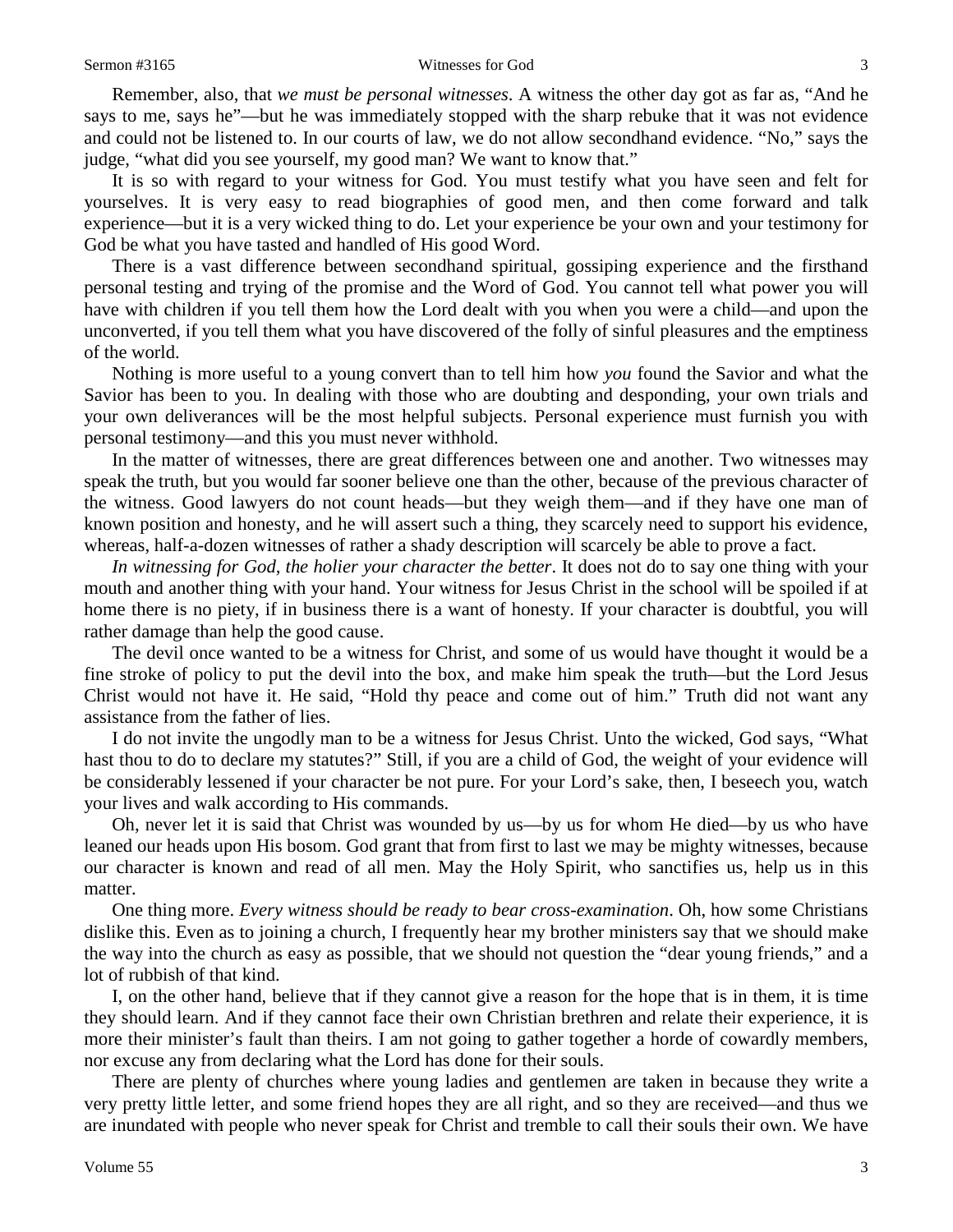Remember, also, that *we must be personal witnesses*. A witness the other day got as far as, "And he says to me, says he"—but he was immediately stopped with the sharp rebuke that it was not evidence and could not be listened to. In our courts of law, we do not allow secondhand evidence. "No," says the judge, "what did you see yourself, my good man? We want to know that."

It is so with regard to your witness for God. You must testify what you have seen and felt for yourselves. It is very easy to read biographies of good men, and then come forward and talk experience—but it is a very wicked thing to do. Let your experience be your own and your testimony for God be what you have tasted and handled of His good Word.

There is a vast difference between secondhand spiritual, gossiping experience and the firsthand personal testing and trying of the promise and the Word of God. You cannot tell what power you will have with children if you tell them how the Lord dealt with you when you were a child—and upon the unconverted, if you tell them what you have discovered of the folly of sinful pleasures and the emptiness of the world.

Nothing is more useful to a young convert than to tell him how *you* found the Savior and what the Savior has been to you. In dealing with those who are doubting and desponding, your own trials and your own deliverances will be the most helpful subjects. Personal experience must furnish you with personal testimony—and this you must never withhold.

In the matter of witnesses, there are great differences between one and another. Two witnesses may speak the truth, but you would far sooner believe one than the other, because of the previous character of the witness. Good lawyers do not count heads—but they weigh them—and if they have one man of known position and honesty, and he will assert such a thing, they scarcely need to support his evidence, whereas, half-a-dozen witnesses of rather a shady description will scarcely be able to prove a fact.

*In witnessing for God, the holier your character the better*. It does not do to say one thing with your mouth and another thing with your hand. Your witness for Jesus Christ in the school will be spoiled if at home there is no piety, if in business there is a want of honesty. If your character is doubtful, you will rather damage than help the good cause.

The devil once wanted to be a witness for Christ, and some of us would have thought it would be a fine stroke of policy to put the devil into the box, and make him speak the truth—but the Lord Jesus Christ would not have it. He said, "Hold thy peace and come out of him." Truth did not want any assistance from the father of lies.

I do not invite the ungodly man to be a witness for Jesus Christ. Unto the wicked, God says, "What hast thou to do to declare my statutes?" Still, if you are a child of God, the weight of your evidence will be considerably lessened if your character be not pure. For your Lord's sake, then, I beseech you, watch your lives and walk according to His commands.

Oh, never let it is said that Christ was wounded by us—by us for whom He died—by us who have leaned our heads upon His bosom. God grant that from first to last we may be mighty witnesses, because our character is known and read of all men. May the Holy Spirit, who sanctifies us, help us in this matter.

One thing more. *Every witness should be ready to bear cross-examination*. Oh, how some Christians dislike this. Even as to joining a church, I frequently hear my brother ministers say that we should make the way into the church as easy as possible, that we should not question the "dear young friends," and a lot of rubbish of that kind.

I, on the other hand, believe that if they cannot give a reason for the hope that is in them, it is time they should learn. And if they cannot face their own Christian brethren and relate their experience, it is more their minister's fault than theirs. I am not going to gather together a horde of cowardly members, nor excuse any from declaring what the Lord has done for their souls.

There are plenty of churches where young ladies and gentlemen are taken in because they write a very pretty little letter, and some friend hopes they are all right, and so they are received—and thus we are inundated with people who never speak for Christ and tremble to call their souls their own. We have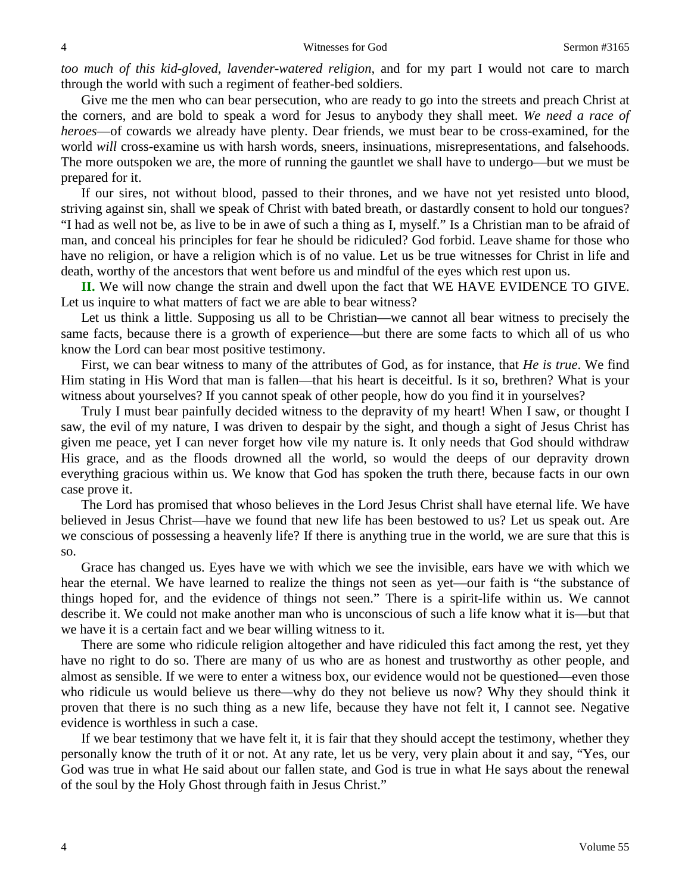*too much of this kid-gloved, lavender-watered religion*, and for my part I would not care to march through the world with such a regiment of feather-bed soldiers.

Give me the men who can bear persecution, who are ready to go into the streets and preach Christ at the corners, and are bold to speak a word for Jesus to anybody they shall meet. *We need a race of heroes*—of cowards we already have plenty. Dear friends, we must bear to be cross-examined, for the world *will* cross-examine us with harsh words, sneers, insinuations, misrepresentations, and falsehoods. The more outspoken we are, the more of running the gauntlet we shall have to undergo—but we must be prepared for it.

If our sires, not without blood, passed to their thrones, and we have not yet resisted unto blood, striving against sin, shall we speak of Christ with bated breath, or dastardly consent to hold our tongues? "I had as well not be, as live to be in awe of such a thing as I, myself." Is a Christian man to be afraid of man, and conceal his principles for fear he should be ridiculed? God forbid. Leave shame for those who have no religion, or have a religion which is of no value. Let us be true witnesses for Christ in life and death, worthy of the ancestors that went before us and mindful of the eyes which rest upon us.

**II.** We will now change the strain and dwell upon the fact that WE HAVE EVIDENCE TO GIVE. Let us inquire to what matters of fact we are able to bear witness?

Let us think a little. Supposing us all to be Christian—we cannot all bear witness to precisely the same facts, because there is a growth of experience—but there are some facts to which all of us who know the Lord can bear most positive testimony.

First, we can bear witness to many of the attributes of God, as for instance, that *He is true*. We find Him stating in His Word that man is fallen—that his heart is deceitful. Is it so, brethren? What is your witness about yourselves? If you cannot speak of other people, how do you find it in yourselves?

Truly I must bear painfully decided witness to the depravity of my heart! When I saw, or thought I saw, the evil of my nature, I was driven to despair by the sight, and though a sight of Jesus Christ has given me peace, yet I can never forget how vile my nature is. It only needs that God should withdraw His grace, and as the floods drowned all the world, so would the deeps of our depravity drown everything gracious within us. We know that God has spoken the truth there, because facts in our own case prove it.

The Lord has promised that whoso believes in the Lord Jesus Christ shall have eternal life. We have believed in Jesus Christ—have we found that new life has been bestowed to us? Let us speak out. Are we conscious of possessing a heavenly life? If there is anything true in the world, we are sure that this is so.

Grace has changed us. Eyes have we with which we see the invisible, ears have we with which we hear the eternal. We have learned to realize the things not seen as yet—our faith is "the substance of things hoped for, and the evidence of things not seen." There is a spirit-life within us. We cannot describe it. We could not make another man who is unconscious of such a life know what it is—but that we have it is a certain fact and we bear willing witness to it.

There are some who ridicule religion altogether and have ridiculed this fact among the rest, yet they have no right to do so. There are many of us who are as honest and trustworthy as other people, and almost as sensible. If we were to enter a witness box, our evidence would not be questioned—even those who ridicule us would believe us there—why do they not believe us now? Why they should think it proven that there is no such thing as a new life, because they have not felt it, I cannot see. Negative evidence is worthless in such a case.

If we bear testimony that we have felt it, it is fair that they should accept the testimony, whether they personally know the truth of it or not. At any rate, let us be very, very plain about it and say, "Yes, our God was true in what He said about our fallen state, and God is true in what He says about the renewal of the soul by the Holy Ghost through faith in Jesus Christ."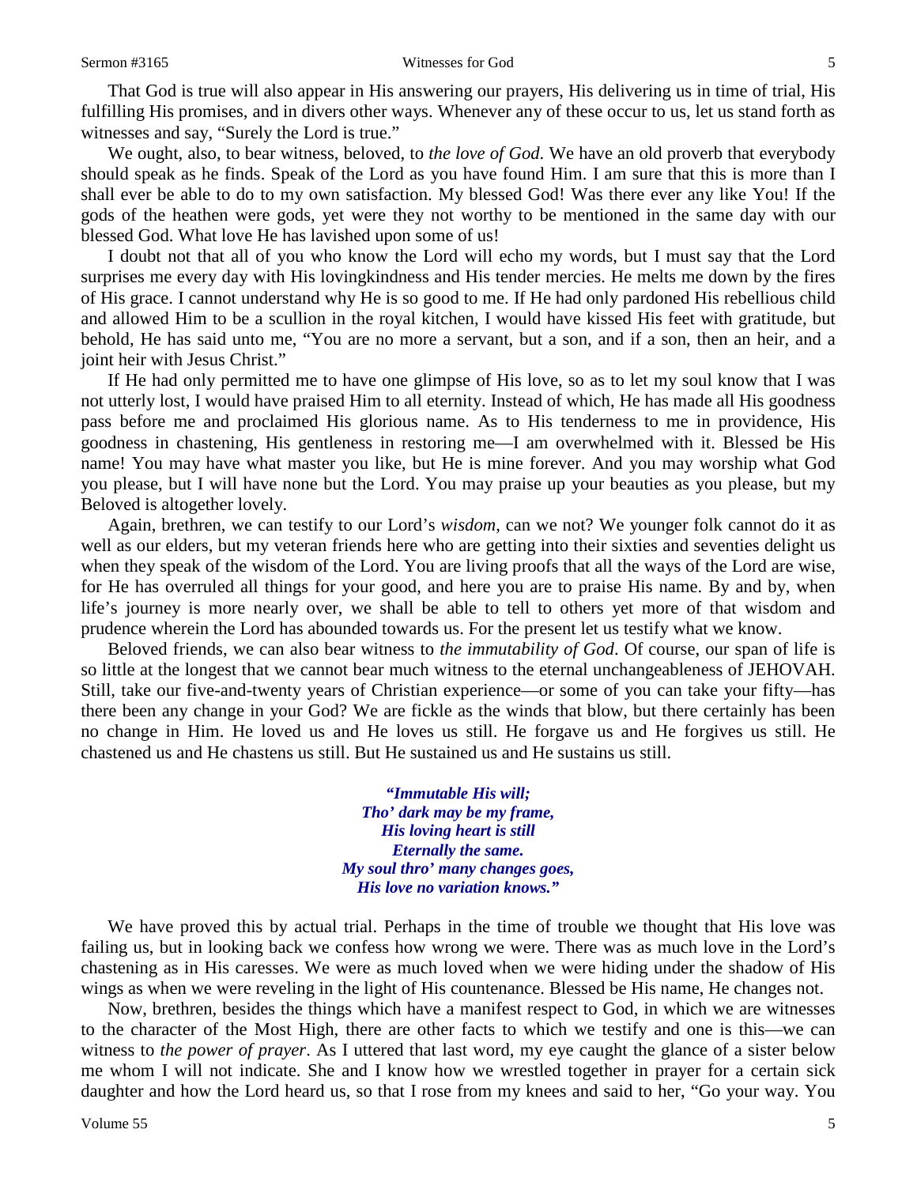That God is true will also appear in His answering our prayers, His delivering us in time of trial, His fulfilling His promises, and in divers other ways. Whenever any of these occur to us, let us stand forth as witnesses and say, "Surely the Lord is true."

We ought, also, to bear witness, beloved, to *the love of God*. We have an old proverb that everybody should speak as he finds. Speak of the Lord as you have found Him. I am sure that this is more than I shall ever be able to do to my own satisfaction. My blessed God! Was there ever any like You! If the gods of the heathen were gods, yet were they not worthy to be mentioned in the same day with our blessed God. What love He has lavished upon some of us!

I doubt not that all of you who know the Lord will echo my words, but I must say that the Lord surprises me every day with His lovingkindness and His tender mercies. He melts me down by the fires of His grace. I cannot understand why He is so good to me. If He had only pardoned His rebellious child and allowed Him to be a scullion in the royal kitchen, I would have kissed His feet with gratitude, but behold, He has said unto me, "You are no more a servant, but a son, and if a son, then an heir, and a joint heir with Jesus Christ."

If He had only permitted me to have one glimpse of His love, so as to let my soul know that I was not utterly lost, I would have praised Him to all eternity. Instead of which, He has made all His goodness pass before me and proclaimed His glorious name. As to His tenderness to me in providence, His goodness in chastening, His gentleness in restoring me—I am overwhelmed with it. Blessed be His name! You may have what master you like, but He is mine forever. And you may worship what God you please, but I will have none but the Lord. You may praise up your beauties as you please, but my Beloved is altogether lovely.

Again, brethren, we can testify to our Lord's *wisdom*, can we not? We younger folk cannot do it as well as our elders, but my veteran friends here who are getting into their sixties and seventies delight us when they speak of the wisdom of the Lord. You are living proofs that all the ways of the Lord are wise, for He has overruled all things for your good, and here you are to praise His name. By and by, when life's journey is more nearly over, we shall be able to tell to others yet more of that wisdom and prudence wherein the Lord has abounded towards us. For the present let us testify what we know.

Beloved friends, we can also bear witness to *the immutability of God*. Of course, our span of life is so little at the longest that we cannot bear much witness to the eternal unchangeableness of JEHOVAH. Still, take our five-and-twenty years of Christian experience—or some of you can take your fifty—has there been any change in your God? We are fickle as the winds that blow, but there certainly has been no change in Him. He loved us and He loves us still. He forgave us and He forgives us still. He chastened us and He chastens us still. But He sustained us and He sustains us still.

> ***"Immutable His will;***
> ***Tho' dark may be my frame,***
> ***His loving heart is still***
> ***Eternally the same.***
> ***My soul thro' many changes goes,***
> ***His love no variation knows."***

We have proved this by actual trial. Perhaps in the time of trouble we thought that His love was failing us, but in looking back we confess how wrong we were. There was as much love in the Lord's chastening as in His caresses. We were as much loved when we were hiding under the shadow of His wings as when we were reveling in the light of His countenance. Blessed be His name, He changes not.

Now, brethren, besides the things which have a manifest respect to God, in which we are witnesses to the character of the Most High, there are other facts to which we testify and one is this—we can witness to *the power of prayer*. As I uttered that last word, my eye caught the glance of a sister below me whom I will not indicate. She and I know how we wrestled together in prayer for a certain sick daughter and how the Lord heard us, so that I rose from my knees and said to her, "Go your way. You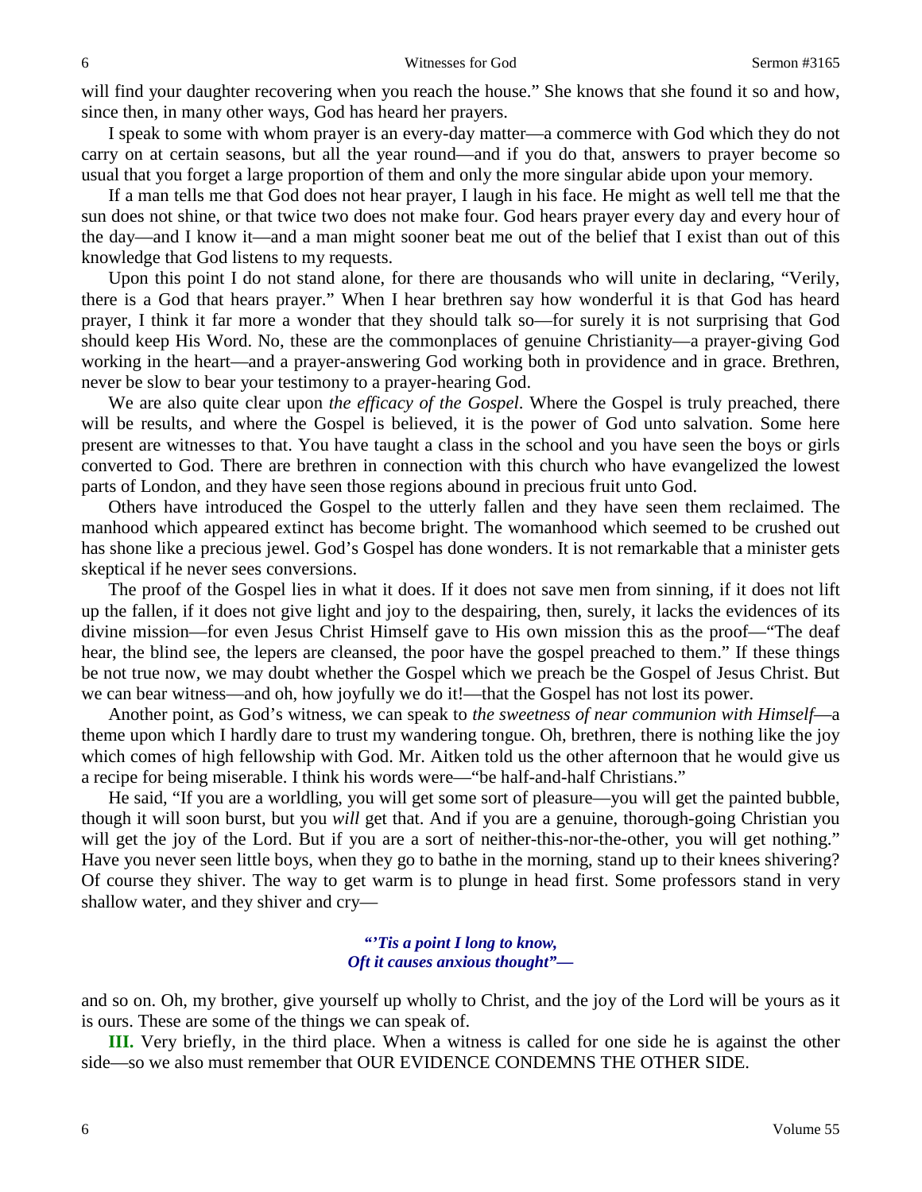will find your daughter recovering when you reach the house." She knows that she found it so and how, since then, in many other ways, God has heard her prayers.

I speak to some with whom prayer is an every-day matter—a commerce with God which they do not carry on at certain seasons, but all the year round—and if you do that, answers to prayer become so usual that you forget a large proportion of them and only the more singular abide upon your memory.

If a man tells me that God does not hear prayer, I laugh in his face. He might as well tell me that the sun does not shine, or that twice two does not make four. God hears prayer every day and every hour of the day—and I know it—and a man might sooner beat me out of the belief that I exist than out of this knowledge that God listens to my requests.

Upon this point I do not stand alone, for there are thousands who will unite in declaring, "Verily, there is a God that hears prayer." When I hear brethren say how wonderful it is that God has heard prayer, I think it far more a wonder that they should talk so—for surely it is not surprising that God should keep His Word. No, these are the commonplaces of genuine Christianity—a prayer-giving God working in the heart—and a prayer-answering God working both in providence and in grace. Brethren, never be slow to bear your testimony to a prayer-hearing God.

We are also quite clear upon *the efficacy of the Gospel*. Where the Gospel is truly preached, there will be results, and where the Gospel is believed, it is the power of God unto salvation. Some here present are witnesses to that. You have taught a class in the school and you have seen the boys or girls converted to God. There are brethren in connection with this church who have evangelized the lowest parts of London, and they have seen those regions abound in precious fruit unto God.

Others have introduced the Gospel to the utterly fallen and they have seen them reclaimed. The manhood which appeared extinct has become bright. The womanhood which seemed to be crushed out has shone like a precious jewel. God's Gospel has done wonders. It is not remarkable that a minister gets skeptical if he never sees conversions.

The proof of the Gospel lies in what it does. If it does not save men from sinning, if it does not lift up the fallen, if it does not give light and joy to the despairing, then, surely, it lacks the evidences of its divine mission—for even Jesus Christ Himself gave to His own mission this as the proof—"The deaf hear, the blind see, the lepers are cleansed, the poor have the gospel preached to them." If these things be not true now, we may doubt whether the Gospel which we preach be the Gospel of Jesus Christ. But we can bear witness—and oh, how joyfully we do it!—that the Gospel has not lost its power.

Another point, as God's witness, we can speak to *the sweetness of near communion with Himself*—a theme upon which I hardly dare to trust my wandering tongue. Oh, brethren, there is nothing like the joy which comes of high fellowship with God. Mr. Aitken told us the other afternoon that he would give us a recipe for being miserable. I think his words were—"be half-and-half Christians."

He said, "If you are a worldling, you will get some sort of pleasure—you will get the painted bubble, though it will soon burst, but you *will* get that. And if you are a genuine, thorough-going Christian you will get the joy of the Lord. But if you are a sort of neither-this-nor-the-other, you will get nothing." Have you never seen little boys, when they go to bathe in the morning, stand up to their knees shivering? Of course they shiver. The way to get warm is to plunge in head first. Some professors stand in very shallow water, and they shiver and cry—

> ***"'Tis a point I long to know,***
> ***Oft it causes anxious thought"—***

and so on. Oh, my brother, give yourself up wholly to Christ, and the joy of the Lord will be yours as it is ours. These are some of the things we can speak of.

**III.** Very briefly, in the third place. When a witness is called for one side he is against the other side—so we also must remember that OUR EVIDENCE CONDEMNS THE OTHER SIDE.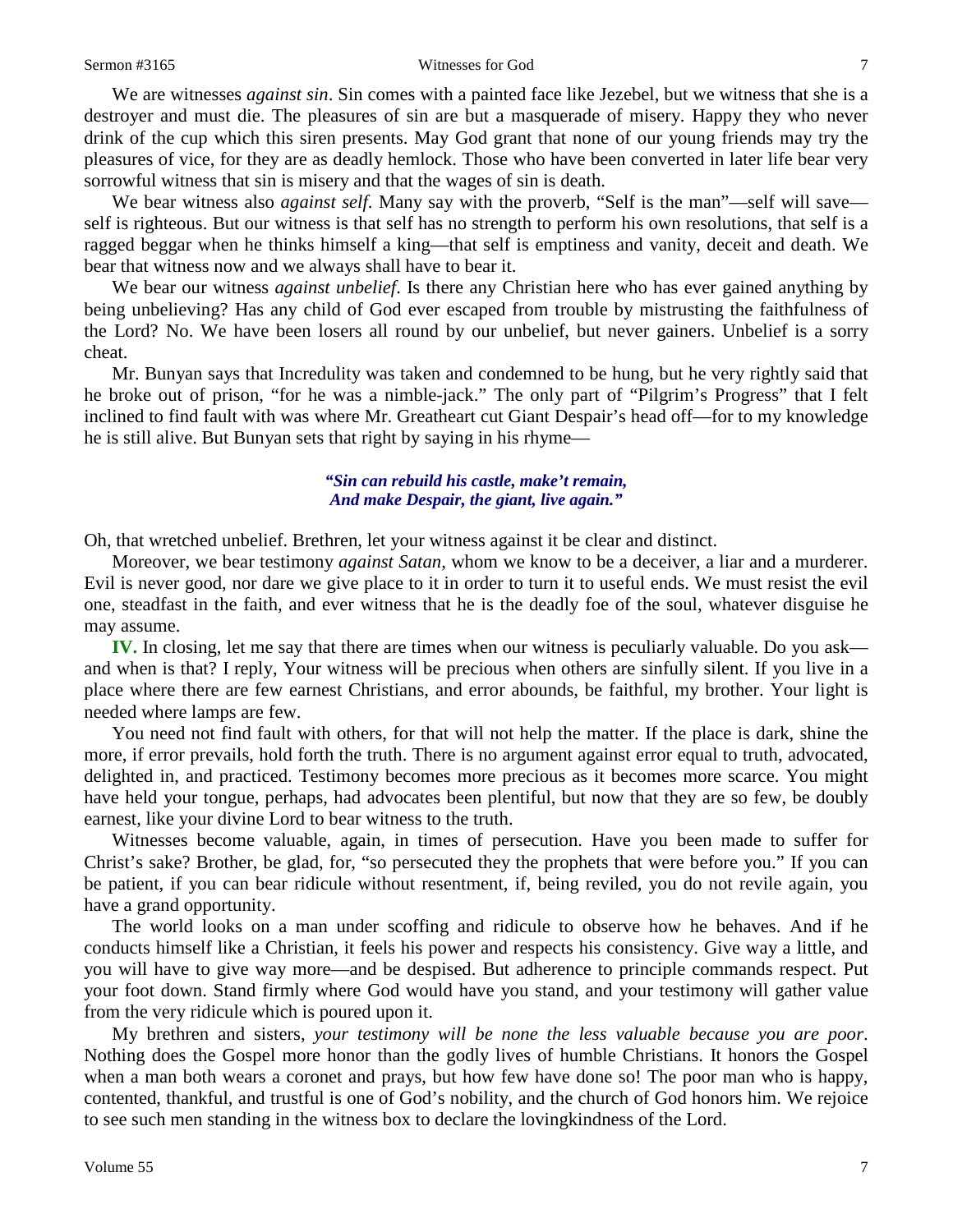We are witnesses *against sin*. Sin comes with a painted face like Jezebel, but we witness that she is a destroyer and must die. The pleasures of sin are but a masquerade of misery. Happy they who never drink of the cup which this siren presents. May God grant that none of our young friends may try the pleasures of vice, for they are as deadly hemlock. Those who have been converted in later life bear very sorrowful witness that sin is misery and that the wages of sin is death.

We bear witness also *against self*. Many say with the proverb, "Self is the man"—self will save—self is righteous. But our witness is that self has no strength to perform his own resolutions, that self is a ragged beggar when he thinks himself a king—that self is emptiness and vanity, deceit and death. We bear that witness now and we always shall have to bear it.

We bear our witness *against unbelief*. Is there any Christian here who has ever gained anything by being unbelieving? Has any child of God ever escaped from trouble by mistrusting the faithfulness of the Lord? No. We have been losers all round by our unbelief, but never gainers. Unbelief is a sorry cheat.

Mr. Bunyan says that Incredulity was taken and condemned to be hung, but he very rightly said that he broke out of prison, "for he was a nimble-jack." The only part of "Pilgrim's Progress" that I felt inclined to find fault with was where Mr. Greatheart cut Giant Despair's head off—for to my knowledge he is still alive. But Bunyan sets that right by saying in his rhyme—

> ***"Sin can rebuild his castle, make't remain,***
> ***And make Despair, the giant, live again."***

Oh, that wretched unbelief. Brethren, let your witness against it be clear and distinct.

Moreover, we bear testimony *against Satan*, whom we know to be a deceiver, a liar and a murderer. Evil is never good, nor dare we give place to it in order to turn it to useful ends. We must resist the evil one, steadfast in the faith, and ever witness that he is the deadly foe of the soul, whatever disguise he may assume.

**IV.** In closing, let me say that there are times when our witness is peculiarly valuable. Do you ask—and when is that? I reply, Your witness will be precious when others are sinfully silent. If you live in a place where there are few earnest Christians, and error abounds, be faithful, my brother. Your light is needed where lamps are few.

You need not find fault with others, for that will not help the matter. If the place is dark, shine the more, if error prevails, hold forth the truth. There is no argument against error equal to truth, advocated, delighted in, and practiced. Testimony becomes more precious as it becomes more scarce. You might have held your tongue, perhaps, had advocates been plentiful, but now that they are so few, be doubly earnest, like your divine Lord to bear witness to the truth.

Witnesses become valuable, again, in times of persecution. Have you been made to suffer for Christ's sake? Brother, be glad, for, "so persecuted they the prophets that were before you." If you can be patient, if you can bear ridicule without resentment, if, being reviled, you do not revile again, you have a grand opportunity.

The world looks on a man under scoffing and ridicule to observe how he behaves. And if he conducts himself like a Christian, it feels his power and respects his consistency. Give way a little, and you will have to give way more—and be despised. But adherence to principle commands respect. Put your foot down. Stand firmly where God would have you stand, and your testimony will gather value from the very ridicule which is poured upon it.

My brethren and sisters, *your testimony will be none the less valuable because you are poor*. Nothing does the Gospel more honor than the godly lives of humble Christians. It honors the Gospel when a man both wears a coronet and prays, but how few have done so! The poor man who is happy, contented, thankful, and trustful is one of God's nobility, and the church of God honors him. We rejoice to see such men standing in the witness box to declare the lovingkindness of the Lord.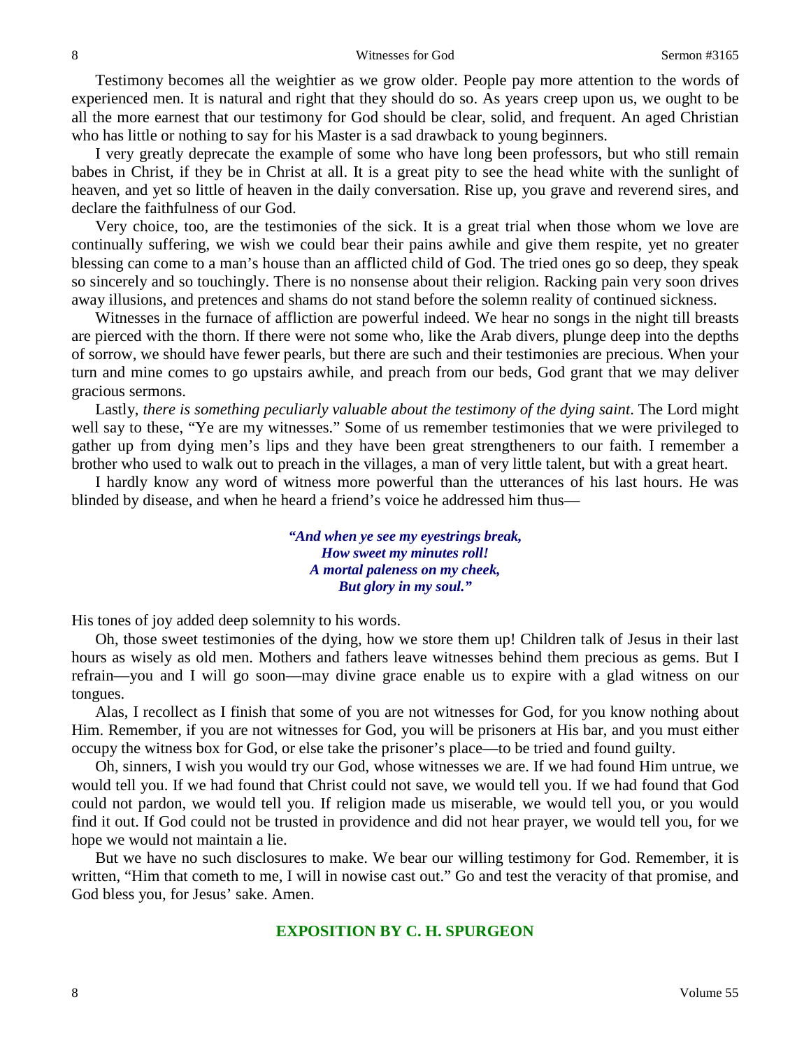Testimony becomes all the weightier as we grow older. People pay more attention to the words of experienced men. It is natural and right that they should do so. As years creep upon us, we ought to be all the more earnest that our testimony for God should be clear, solid, and frequent. An aged Christian who has little or nothing to say for his Master is a sad drawback to young beginners.

I very greatly deprecate the example of some who have long been professors, but who still remain babes in Christ, if they be in Christ at all. It is a great pity to see the head white with the sunlight of heaven, and yet so little of heaven in the daily conversation. Rise up, you grave and reverend sires, and declare the faithfulness of our God.

Very choice, too, are the testimonies of the sick. It is a great trial when those whom we love are continually suffering, we wish we could bear their pains awhile and give them respite, yet no greater blessing can come to a man's house than an afflicted child of God. The tried ones go so deep, they speak so sincerely and so touchingly. There is no nonsense about their religion. Racking pain very soon drives away illusions, and pretences and shams do not stand before the solemn reality of continued sickness.

Witnesses in the furnace of affliction are powerful indeed. We hear no songs in the night till breasts are pierced with the thorn. If there were not some who, like the Arab divers, plunge deep into the depths of sorrow, we should have fewer pearls, but there are such and their testimonies are precious. When your turn and mine comes to go upstairs awhile, and preach from our beds, God grant that we may deliver gracious sermons.

Lastly, *there is something peculiarly valuable about the testimony of the dying saint*. The Lord might well say to these, "Ye are my witnesses." Some of us remember testimonies that we were privileged to gather up from dying men's lips and they have been great strengtheners to our faith. I remember a brother who used to walk out to preach in the villages, a man of very little talent, but with a great heart.

I hardly know any word of witness more powerful than the utterances of his last hours. He was blinded by disease, and when he heard a friend's voice he addressed him thus—

> ***"And when ye see my eyestrings break,***
> ***How sweet my minutes roll!***
> ***A mortal paleness on my cheek,***
> ***But glory in my soul."***

His tones of joy added deep solemnity to his words.

Oh, those sweet testimonies of the dying, how we store them up! Children talk of Jesus in their last hours as wisely as old men. Mothers and fathers leave witnesses behind them precious as gems. But I refrain—you and I will go soon—may divine grace enable us to expire with a glad witness on our tongues.

Alas, I recollect as I finish that some of you are not witnesses for God, for you know nothing about Him. Remember, if you are not witnesses for God, you will be prisoners at His bar, and you must either occupy the witness box for God, or else take the prisoner's place—to be tried and found guilty.

Oh, sinners, I wish you would try our God, whose witnesses we are. If we had found Him untrue, we would tell you. If we had found that Christ could not save, we would tell you. If we had found that God could not pardon, we would tell you. If religion made us miserable, we would tell you, or you would find it out. If God could not be trusted in providence and did not hear prayer, we would tell you, for we hope we would not maintain a lie.

But we have no such disclosures to make. We bear our willing testimony for God. Remember, it is written, "Him that cometh to me, I will in nowise cast out." Go and test the veracity of that promise, and God bless you, for Jesus' sake. Amen.

## EXPOSITION BY C. H. SPURGEON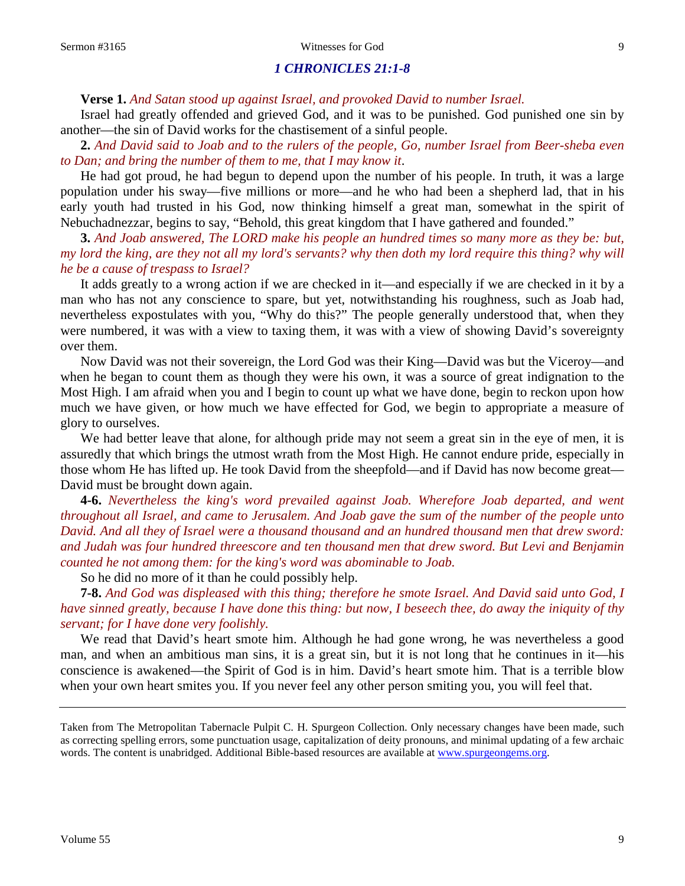## *1 CHRONICLES 21:1-8*

**Verse 1.** *And Satan stood up against Israel, and provoked David to number Israel.*

Israel had greatly offended and grieved God, and it was to be punished. God punished one sin by another—the sin of David works for the chastisement of a sinful people.

**2.** *And David said to Joab and to the rulers of the people, Go, number Israel from Beer-sheba even to Dan; and bring the number of them to me, that I may know it*.

He had got proud, he had begun to depend upon the number of his people. In truth, it was a large population under his sway—five millions or more—and he who had been a shepherd lad, that in his early youth had trusted in his God, now thinking himself a great man, somewhat in the spirit of Nebuchadnezzar, begins to say, "Behold, this great kingdom that I have gathered and founded."

**3.** *And Joab answered, The LORD make his people an hundred times so many more as they be: but, my lord the king, are they not all my lord's servants? why then doth my lord require this thing? why will he be a cause of trespass to Israel?*

It adds greatly to a wrong action if we are checked in it—and especially if we are checked in it by a man who has not any conscience to spare, but yet, notwithstanding his roughness, such as Joab had, nevertheless expostulates with you, "Why do this?" The people generally understood that, when they were numbered, it was with a view to taxing them, it was with a view of showing David's sovereignty over them.

Now David was not their sovereign, the Lord God was their King—David was but the Viceroy—and when he began to count them as though they were his own, it was a source of great indignation to the Most High. I am afraid when you and I begin to count up what we have done, begin to reckon upon how much we have given, or how much we have effected for God, we begin to appropriate a measure of glory to ourselves.

We had better leave that alone, for although pride may not seem a great sin in the eye of men, it is assuredly that which brings the utmost wrath from the Most High. He cannot endure pride, especially in those whom He has lifted up. He took David from the sheepfold—and if David has now become great—David must be brought down again.

**4-6.** *Nevertheless the king's word prevailed against Joab. Wherefore Joab departed, and went throughout all Israel, and came to Jerusalem. And Joab gave the sum of the number of the people unto David. And all they of Israel were a thousand thousand and an hundred thousand men that drew sword: and Judah was four hundred threescore and ten thousand men that drew sword. But Levi and Benjamin counted he not among them: for the king's word was abominable to Joab.*

So he did no more of it than he could possibly help.

**7-8.** *And God was displeased with this thing; therefore he smote Israel. And David said unto God, I have sinned greatly, because I have done this thing: but now, I beseech thee, do away the iniquity of thy servant; for I have done very foolishly.*

We read that David's heart smote him. Although he had gone wrong, he was nevertheless a good man, and when an ambitious man sins, it is a great sin, but it is not long that he continues in it—his conscience is awakened—the Spirit of God is in him. David's heart smote him. That is a terrible blow when your own heart smites you. If you never feel any other person smiting you, you will feel that.

---

Taken from The Metropolitan Tabernacle Pulpit C. H. Spurgeon Collection. Only necessary changes have been made, such as correcting spelling errors, some punctuation usage, capitalization of deity pronouns, and minimal updating of a few archaic words. The content is unabridged. Additional Bible-based resources are available at www.spurgeongems.org.